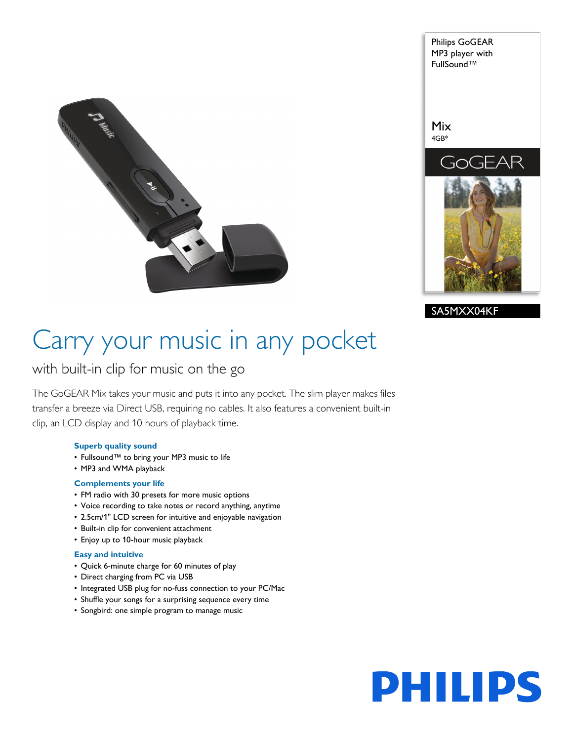Philips GoGEAR
MP3 player with
FullSound™

Mix
4GB*

GoGEAR

SA5MXX04KF

# Carry your music in any pocket

## with built-in clip for music on the go

The GoGEAR Mix takes your music and puts it into any pocket. The slim player makes files transfer a breeze via Direct USB, requiring no cables. It also features a convenient built-in clip, an LCD display and 10 hours of playback time.

### Superb quality sound

- Fullsound™ to bring your MP3 music to life
- MP3 and WMA playback

### Complements your life

- FM radio with 30 presets for more music options
- Voice recording to take notes or record anything, anytime
- 2.5cm/1" LCD screen for intuitive and enjoyable navigation
- Built-in clip for convenient attachment
- Enjoy up to 10-hour music playback

### Easy and intuitive

- Quick 6-minute charge for 60 minutes of play
- Direct charging from PC via USB
- Integrated USB plug for no-fuss connection to your PC/Mac
- Shuffle your songs for a surprising sequence every time
- Songbird: one simple program to manage music

PHILIPS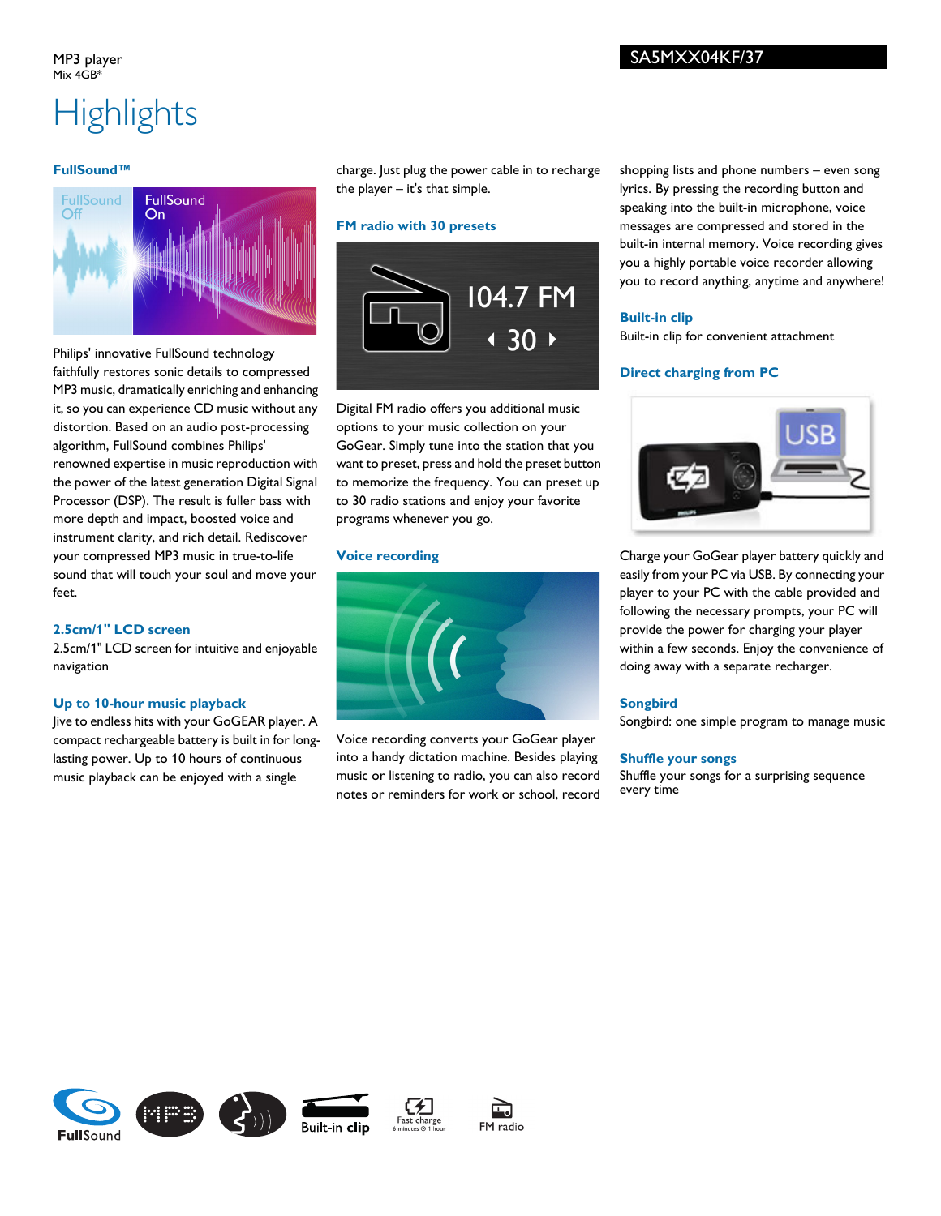MP3 player
Mix 4GB*

SA5MXX04KF/37

# Highlights

### FullSound™

Philips' innovative FullSound technology faithfully restores sonic details to compressed MP3 music, dramatically enriching and enhancing it, so you can experience CD music without any distortion. Based on an audio post-processing algorithm, FullSound combines Philips' renowned expertise in music reproduction with the power of the latest generation Digital Signal Processor (DSP). The result is fuller bass with more depth and impact, boosted voice and instrument clarity, and rich detail. Rediscover your compressed MP3 music in true-to-life sound that will touch your soul and move your feet.

### 2.5cm/1" LCD screen

2.5cm/1" LCD screen for intuitive and enjoyable navigation

### Up to 10-hour music playback

Jive to endless hits with your GoGEAR player. A compact rechargeable battery is built in for long-lasting power. Up to 10 hours of continuous music playback can be enjoyed with a single charge. Just plug the power cable in to recharge the player – it's that simple.

### FM radio with 30 presets

Digital FM radio offers you additional music options to your music collection on your GoGear. Simply tune into the station that you want to preset, press and hold the preset button to memorize the frequency. You can preset up to 30 radio stations and enjoy your favorite programs whenever you go.

### Voice recording

Voice recording converts your GoGear player into a handy dictation machine. Besides playing music or listening to radio, you can also record notes or reminders for work or school, record shopping lists and phone numbers – even song lyrics. By pressing the recording button and speaking into the built-in microphone, voice messages are compressed and stored in the built-in internal memory. Voice recording gives you a highly portable voice recorder allowing you to record anything, anytime and anywhere!

### Built-in clip

Built-in clip for convenient attachment

### Direct charging from PC

Charge your GoGear player battery quickly and easily from your PC via USB. By connecting your player to your PC with the cable provided and following the necessary prompts, your PC will provide the power for charging your player within a few seconds. Enjoy the convenience of doing away with a separate recharger.

### Songbird

Songbird: one simple program to manage music

### Shuffle your songs

Shuffle your songs for a surprising sequence every time

FullSound · Built-in clip · Fast charge 6 minutes ® 1 hour · FM radio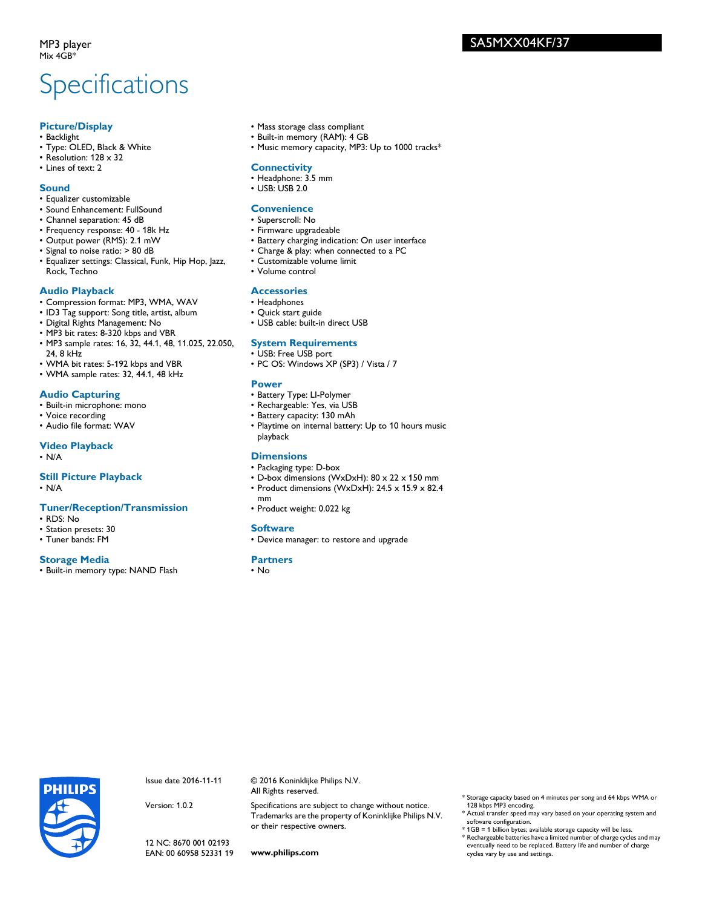MP3 player
Mix 4GB*

SA5MXX04KF/37

# Specifications

## Picture/Display
- Backlight
- Type: OLED, Black & White
- Resolution: 128 x 32
- Lines of text: 2

## Sound
- Equalizer customizable
- Sound Enhancement: FullSound
- Channel separation: 45 dB
- Frequency response: 40 - 18k Hz
- Output power (RMS): 2.1 mW
- Signal to noise ratio: > 80 dB
- Equalizer settings: Classical, Funk, Hip Hop, Jazz, Rock, Techno

## Audio Playback
- Compression format: MP3, WMA, WAV
- ID3 Tag support: Song title, artist, album
- Digital Rights Management: No
- MP3 bit rates: 8-320 kbps and VBR
- MP3 sample rates: 16, 32, 44.1, 48, 11.025, 22.050, 24, 8 kHz
- WMA bit rates: 5-192 kbps and VBR
- WMA sample rates: 32, 44.1, 48 kHz

## Audio Capturing
- Built-in microphone: mono
- Voice recording
- Audio file format: WAV

## Video Playback
- N/A

## Still Picture Playback
- N/A

## Tuner/Reception/Transmission
- RDS: No
- Station presets: 30
- Tuner bands: FM

## Storage Media
- Built-in memory type: NAND Flash
- Mass storage class compliant
- Built-in memory (RAM): 4 GB
- Music memory capacity, MP3: Up to 1000 tracks*

## Connectivity
- Headphone: 3.5 mm
- USB: USB 2.0

## Convenience
- Superscroll: No
- Firmware upgradeable
- Battery charging indication: On user interface
- Charge & play: when connected to a PC
- Customizable volume limit
- Volume control

## Accessories
- Headphones
- Quick start guide
- USB cable: built-in direct USB

## System Requirements
- USB: Free USB port
- PC OS: Windows XP (SP3) / Vista / 7

## Power
- Battery Type: LI-Polymer
- Rechargeable: Yes, via USB
- Battery capacity: 130 mAh
- Playtime on internal battery: Up to 10 hours music playback

## Dimensions
- Packaging type: D-box
- D-box dimensions (WxDxH): 80 x 22 x 150 mm
- Product dimensions (WxDxH): 24.5 x 15.9 x 82.4 mm
- Product weight: 0.022 kg

## Software
- Device manager: to restore and upgrade

## Partners
- No

Issue date 2016-11-11

Version: 1.0.2

12 NC: 8670 001 02193
EAN: 00 60958 52331 19

© 2016 Koninklijke Philips N.V.
All Rights reserved.

Specifications are subject to change without notice. Trademarks are the property of Koninklijke Philips N.V. or their respective owners.

www.philips.com

* Storage capacity based on 4 minutes per song and 64 kbps WMA or 128 kbps MP3 encoding.
* Actual transfer speed may vary based on your operating system and software configuration.
* 1GB = 1 billion bytes; available storage capacity will be less.
* Rechargeable batteries have a limited number of charge cycles and may eventually need to be replaced. Battery life and number of charge cycles vary by use and settings.